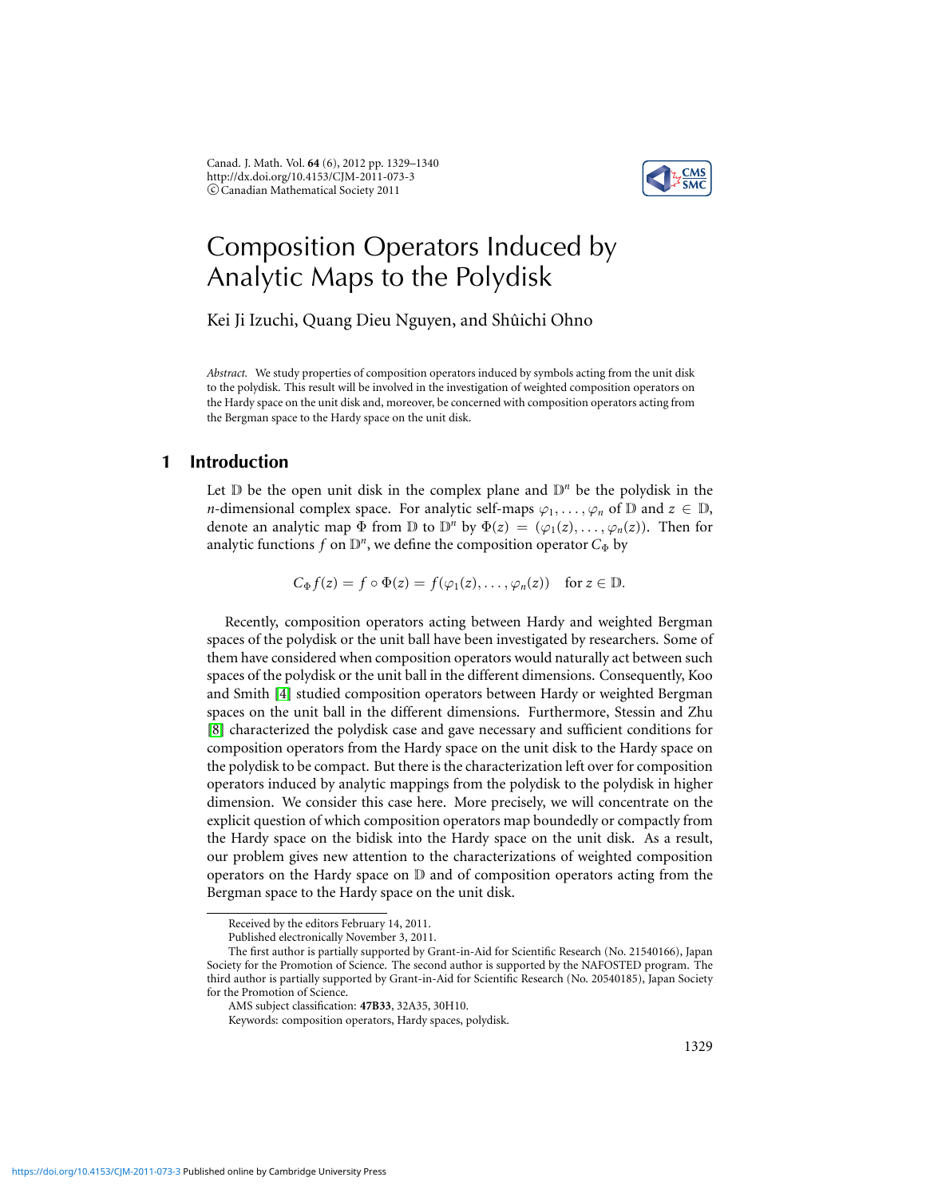# Composition Operators Induced by Analytic Maps to the Polydisk

Kei Ji Izuchi, Quang Dieu Nguyen, and Shûichi Ohno

*Abstract.* We study properties of composition operators induced by symbols acting from the unit disk to the polydisk. This result will be involved in the investigation of weighted composition operators on the Hardy space on the unit disk and, moreover, be concerned with composition operators acting from the Bergman space to the Hardy space on the unit disk.

## 1 Introduction

Let $\mathbb{D}$ be the open unit disk in the complex plane and $\mathbb{D}^n$ be the polydisk in the $n$-dimensional complex space. For analytic self-maps $\varphi_1, \ldots, \varphi_n$ of $\mathbb{D}$ and $z \in \mathbb{D}$, denote an analytic map $\Phi$ from $\mathbb{D}$ to $\mathbb{D}^n$ by $\Phi(z) = (\varphi_1(z), \ldots, \varphi_n(z))$. Then for analytic functions $f$ on $\mathbb{D}^n$, we define the composition operator $C_\Phi$ by

$$C_\Phi f(z) = f \circ \Phi(z) = f(\varphi_1(z), \ldots, \varphi_n(z)) \quad \text{for } z \in \mathbb{D}.$$

Recently, composition operators acting between Hardy and weighted Bergman spaces of the polydisk or the unit ball have been investigated by researchers. Some of them have considered when composition operators would naturally act between such spaces of the polydisk or the unit ball in the different dimensions. Consequently, Koo and Smith [4] studied composition operators between Hardy or weighted Bergman spaces on the unit ball in the different dimensions. Furthermore, Stessin and Zhu [8] characterized the polydisk case and gave necessary and sufficient conditions for composition operators from the Hardy space on the unit disk to the Hardy space on the polydisk to be compact. But there is the characterization left over for composition operators induced by analytic mappings from the polydisk to the polydisk in higher dimension. We consider this case here. More precisely, we will concentrate on the explicit question of which composition operators map boundedly or compactly from the Hardy space on the bidisk into the Hardy space on the unit disk. As a result, our problem gives new attention to the characterizations of weighted composition operators on the Hardy space on $\mathbb{D}$ and of composition operators acting from the Bergman space to the Hardy space on the unit disk.

Received by the editors February 14, 2011.

Published electronically November 3, 2011.

The first author is partially supported by Grant-in-Aid for Scientific Research (No. 21540166), Japan Society for the Promotion of Science. The second author is supported by the NAFOSTED program. The third author is partially supported by Grant-in-Aid for Scientific Research (No. 20540185), Japan Society for the Promotion of Science.

AMS subject classification: **47B33**, 32A35, 30H10.

Keywords: composition operators, Hardy spaces, polydisk.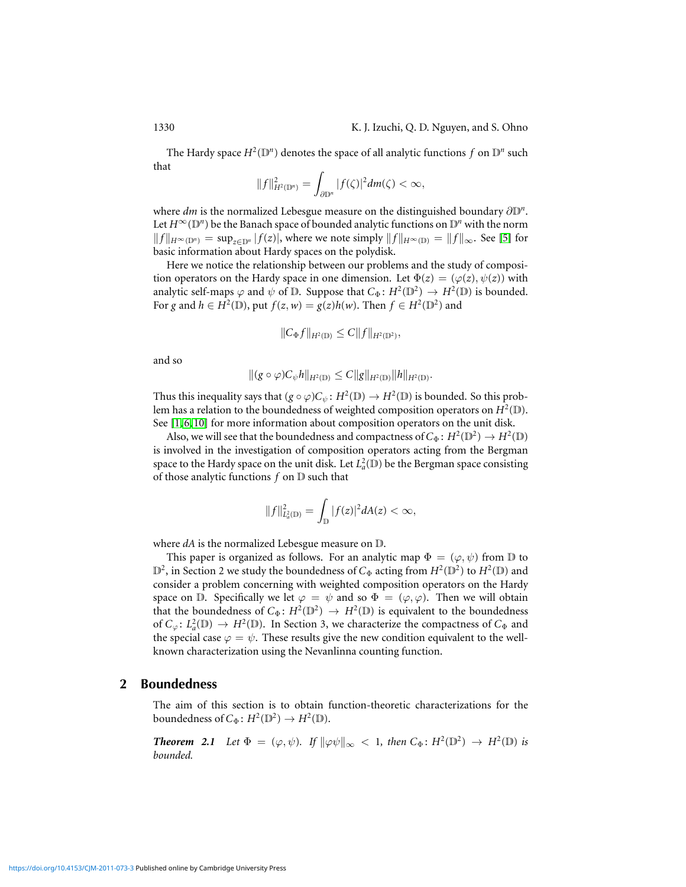The Hardy space $H^2(\mathbb{D}^n)$ denotes the space of all analytic functions $f$ on $\mathbb{D}^n$ such that

$$\|f\|^2_{H^2(\mathbb{D}^n)} = \int_{\partial\mathbb{D}^n} |f(\zeta)|^2 dm(\zeta) < \infty,$$

where $dm$ is the normalized Lebesgue measure on the distinguished boundary $\partial\mathbb{D}^n$. Let $H^\infty(\mathbb{D}^n)$ be the Banach space of bounded analytic functions on $\mathbb{D}^n$ with the norm $\|f\|_{H^\infty(\mathbb{D}^n)} = \sup_{z\in\mathbb{D}^n} |f(z)|$, where we note simply $\|f\|_{H^\infty(\mathbb{D})} = \|f\|_\infty$. See [5] for basic information about Hardy spaces on the polydisk.

Here we notice the relationship between our problems and the study of composition operators on the Hardy space in one dimension. Let $\Phi(z) = (\varphi(z), \psi(z))$ with analytic self-maps $\varphi$ and $\psi$ of $\mathbb{D}$. Suppose that $C_\Phi \colon H^2(\mathbb{D}^2) \to H^2(\mathbb{D})$ is bounded. For $g$ and $h \in H^2(\mathbb{D})$, put $f(z, w) = g(z)h(w)$. Then $f \in H^2(\mathbb{D}^2)$ and

$$\|C_\Phi f\|_{H^2(\mathbb{D})} \le C\|f\|_{H^2(\mathbb{D}^2)},$$

and so

$$\|(g \circ \varphi)C_\psi h\|_{H^2(\mathbb{D})} \le C\|g\|_{H^2(\mathbb{D})}\|h\|_{H^2(\mathbb{D})}.$$

Thus this inequality says that $(g \circ \varphi)C_\psi \colon H^2(\mathbb{D}) \to H^2(\mathbb{D})$ is bounded. So this problem has a relation to the boundedness of weighted composition operators on $H^2(\mathbb{D})$. See [1,6,10] for more information about composition operators on the unit disk.

Also, we will see that the boundedness and compactness of $C_\Phi \colon H^2(\mathbb{D}^2) \to H^2(\mathbb{D})$ is involved in the investigation of composition operators acting from the Bergman space to the Hardy space on the unit disk. Let $L^2_a(\mathbb{D})$ be the Bergman space consisting of those analytic functions $f$ on $\mathbb{D}$ such that

$$\|f\|^2_{L^2_a(\mathbb{D})} = \int_{\mathbb{D}} |f(z)|^2 dA(z) < \infty,$$

where $dA$ is the normalized Lebesgue measure on $\mathbb{D}$.

This paper is organized as follows. For an analytic map $\Phi = (\varphi, \psi)$ from $\mathbb{D}$ to $\mathbb{D}^2$, in Section 2 we study the boundedness of $C_\Phi$ acting from $H^2(\mathbb{D}^2)$ to $H^2(\mathbb{D})$ and consider a problem concerning with weighted composition operators on the Hardy space on $\mathbb{D}$. Specifically we let $\varphi = \psi$ and so $\Phi = (\varphi, \varphi)$. Then we will obtain that the boundedness of $C_\Phi \colon H^2(\mathbb{D}^2) \to H^2(\mathbb{D})$ is equivalent to the boundedness of $C_\varphi \colon L^2_a(\mathbb{D}) \to H^2(\mathbb{D})$. In Section 3, we characterize the compactness of $C_\Phi$ and the special case $\varphi = \psi$. These results give the new condition equivalent to the well-known characterization using the Nevanlinna counting function.

## 2 Boundedness

The aim of this section is to obtain function-theoretic characterizations for the boundedness of $C_\Phi \colon H^2(\mathbb{D}^2) \to H^2(\mathbb{D})$.

***Theorem 2.1*** *Let $\Phi = (\varphi, \psi)$. If $\|\varphi\psi\|_\infty < 1$, then $C_\Phi \colon H^2(\mathbb{D}^2) \to H^2(\mathbb{D})$ is bounded.*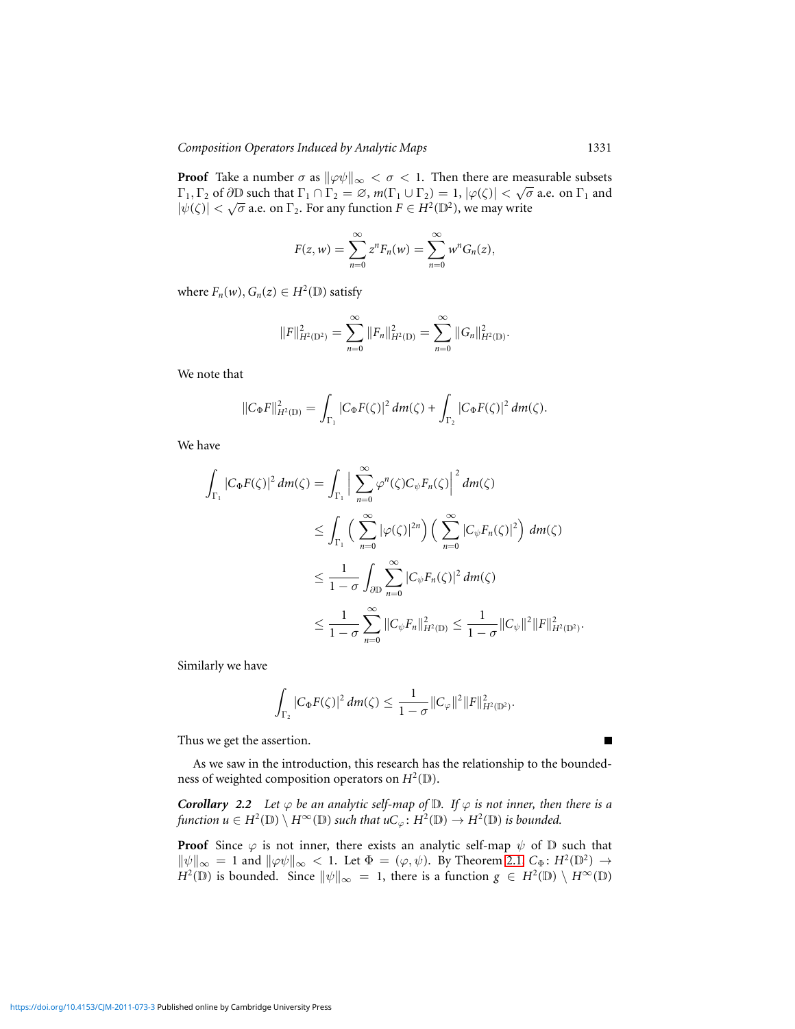**Proof** Take a number $\sigma$ as $\|\varphi\psi\|_\infty < \sigma < 1$. Then there are measurable subsets $\Gamma_1, \Gamma_2$ of $\partial\mathbb{D}$ such that $\Gamma_1 \cap \Gamma_2 = \varnothing$, $m(\Gamma_1 \cup \Gamma_2) = 1$, $|\varphi(\zeta)| < \sqrt{\sigma}$ a.e. on $\Gamma_1$ and $|\psi(\zeta)| < \sqrt{\sigma}$ a.e. on $\Gamma_2$. For any function $F \in H^2(\mathbb{D}^2)$, we may write

$$F(z, w) = \sum_{n=0}^{\infty} z^n F_n(w) = \sum_{n=0}^{\infty} w^n G_n(z),$$

where $F_n(w), G_n(z) \in H^2(\mathbb{D})$ satisfy

$$\|F\|^2_{H^2(\mathbb{D}^2)} = \sum_{n=0}^{\infty} \|F_n\|^2_{H^2(\mathbb{D})} = \sum_{n=0}^{\infty} \|G_n\|^2_{H^2(\mathbb{D})}.$$

We note that

$$\|C_\Phi F\|^2_{H^2(\mathbb{D})} = \int_{\Gamma_1} |C_\Phi F(\zeta)|^2 \, dm(\zeta) + \int_{\Gamma_2} |C_\Phi F(\zeta)|^2 \, dm(\zeta).$$

We have

$$\begin{aligned}
\int_{\Gamma_1} |C_\Phi F(\zeta)|^2 \, dm(\zeta) &= \int_{\Gamma_1} \Big| \sum_{n=0}^{\infty} \varphi^n(\zeta) C_\psi F_n(\zeta) \Big|^2 \, dm(\zeta) \\
&\leq \int_{\Gamma_1} \Big( \sum_{n=0}^{\infty} |\varphi(\zeta)|^{2n} \Big) \Big( \sum_{n=0}^{\infty} |C_\psi F_n(\zeta)|^2 \Big) \, dm(\zeta) \\
&\leq \frac{1}{1-\sigma} \int_{\partial\mathbb{D}} \sum_{n=0}^{\infty} |C_\psi F_n(\zeta)|^2 \, dm(\zeta) \\
&\leq \frac{1}{1-\sigma} \sum_{n=0}^{\infty} \|C_\psi F_n\|^2_{H^2(\mathbb{D})} \leq \frac{1}{1-\sigma} \|C_\psi\|^2 \|F\|^2_{H^2(\mathbb{D}^2)}.
\end{aligned}$$

Similarly we have

$$\int_{\Gamma_2} |C_\Phi F(\zeta)|^2 \, dm(\zeta) \leq \frac{1}{1-\sigma} \|C_\varphi\|^2 \|F\|^2_{H^2(\mathbb{D}^2)}.$$

Thus we get the assertion. ■

As we saw in the introduction, this research has the relationship to the boundedness of weighted composition operators on $H^2(\mathbb{D})$.

***Corollary 2.2*** *Let $\varphi$ be an analytic self-map of $\mathbb{D}$. If $\varphi$ is not inner, then there is a function $u \in H^2(\mathbb{D}) \setminus H^\infty(\mathbb{D})$ such that $uC_\varphi \colon H^2(\mathbb{D}) \to H^2(\mathbb{D})$ is bounded.*

**Proof** Since $\varphi$ is not inner, there exists an analytic self-map $\psi$ of $\mathbb{D}$ such that $\|\psi\|_\infty = 1$ and $\|\varphi\psi\|_\infty < 1$. Let $\Phi = (\varphi, \psi)$. By Theorem 2.1, $C_\Phi \colon H^2(\mathbb{D}^2) \to H^2(\mathbb{D})$ is bounded. Since $\|\psi\|_\infty = 1$, there is a function $g \in H^2(\mathbb{D}) \setminus H^\infty(\mathbb{D})$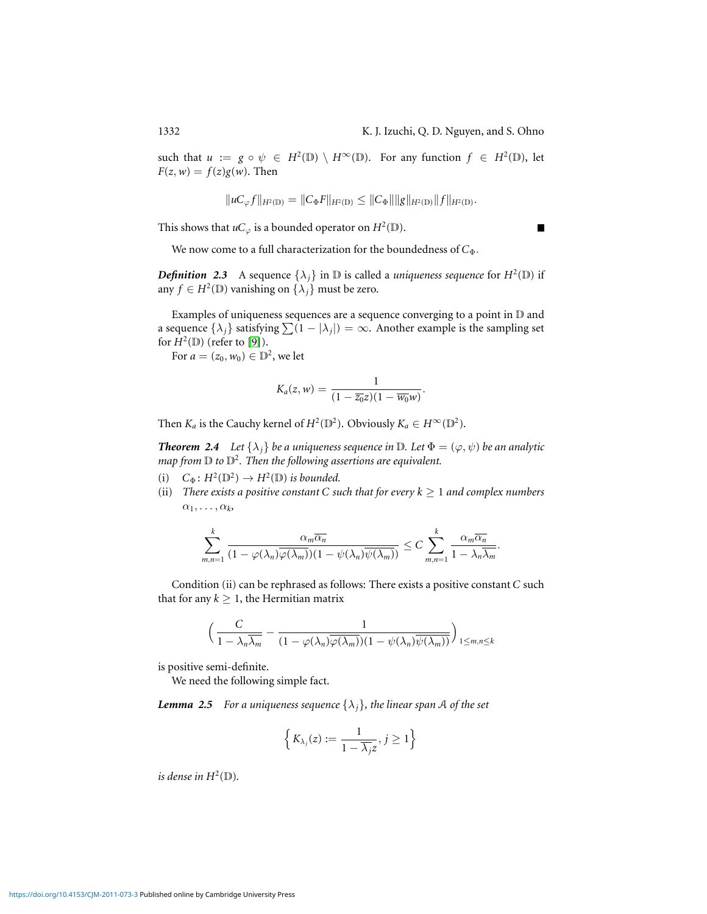such that $u := g \circ \psi \in H^2(\mathbb{D}) \setminus H^\infty(\mathbb{D})$. For any function $f \in H^2(\mathbb{D})$, let $F(z,w) = f(z)g(w)$. Then

$$\|uC_\varphi f\|_{H^2(\mathbb{D})} = \|C_\Phi F\|_{H^2(\mathbb{D})} \le \|C_\Phi\| \|g\|_{H^2(\mathbb{D})} \|f\|_{H^2(\mathbb{D})}.$$

This shows that $uC_\varphi$ is a bounded operator on $H^2(\mathbb{D})$. ∎

We now come to a full characterization for the boundedness of $C_\Phi$.

***Definition 2.3*** A sequence $\{\lambda_j\}$ in $\mathbb{D}$ is called a *uniqueness sequence* for $H^2(\mathbb{D})$ if any $f \in H^2(\mathbb{D})$ vanishing on $\{\lambda_j\}$ must be zero.

Examples of uniqueness sequences are a sequence converging to a point in $\mathbb{D}$ and a sequence $\{\lambda_j\}$ satisfying $\sum(1 - |\lambda_j|) = \infty$. Another example is the sampling set for $H^2(\mathbb{D})$ (refer to [9]).

For $a = (z_0, w_0) \in \mathbb{D}^2$, we let

$$K_a(z,w) = \frac{1}{(1 - \overline{z_0}z)(1 - \overline{w_0}w)}.$$

Then $K_a$ is the Cauchy kernel of $H^2(\mathbb{D}^2)$. Obviously $K_a \in H^\infty(\mathbb{D}^2)$.

***Theorem 2.4*** *Let $\{\lambda_j\}$ be a uniqueness sequence in $\mathbb{D}$. Let $\Phi = (\varphi, \psi)$ be an analytic map from $\mathbb{D}$ to $\mathbb{D}^2$. Then the following assertions are equivalent.*

(i) *$C_\Phi \colon H^2(\mathbb{D}^2) \to H^2(\mathbb{D})$ is bounded.*

(ii) *There exists a positive constant $C$ such that for every $k \ge 1$ and complex numbers $\alpha_1, \ldots, \alpha_k$,*

$$\sum_{m,n=1}^{k} \frac{\alpha_m \overline{\alpha_n}}{(1 - \varphi(\lambda_n)\overline{\varphi(\lambda_m)})(1 - \psi(\lambda_n)\overline{\psi(\lambda_m)})} \le C \sum_{m,n=1}^{k} \frac{\alpha_m \overline{\alpha_n}}{1 - \lambda_n \overline{\lambda_m}}.$$

Condition (ii) can be rephrased as follows: There exists a positive constant $C$ such that for any $k \ge 1$, the Hermitian matrix

$$\Big( \frac{C}{1 - \lambda_n \overline{\lambda_m}} - \frac{1}{(1 - \varphi(\lambda_n)\overline{\varphi(\lambda_m)})(1 - \psi(\lambda_n)\overline{\psi(\lambda_m)})} \Big)_{1 \le m,n \le k}$$

is positive semi-definite.

We need the following simple fact.

***Lemma 2.5*** *For a uniqueness sequence $\{\lambda_j\}$, the linear span $\mathcal{A}$ of the set*

$$\Big\{ K_{\lambda_j}(z) := \frac{1}{1 - \overline{\lambda_j} z}, j \ge 1 \Big\}$$

*is dense in $H^2(\mathbb{D})$.*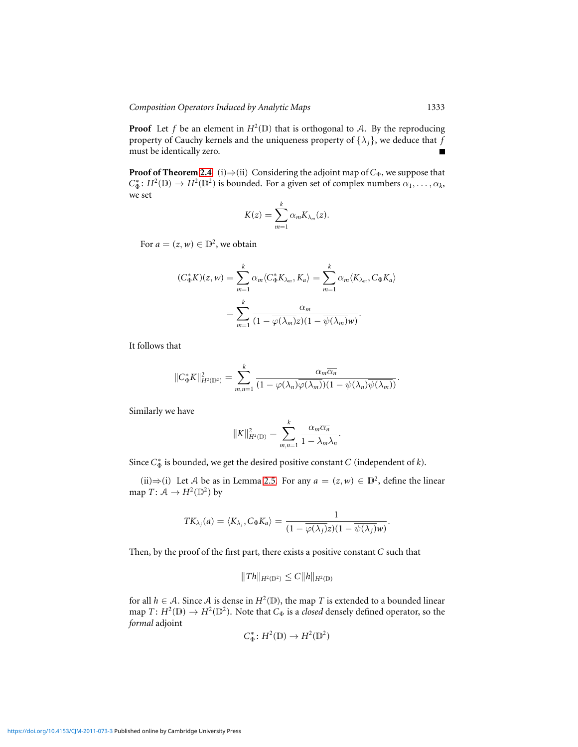**Proof** Let $f$ be an element in $H^2(\mathbb{D})$ that is orthogonal to $\mathcal{A}$. By the reproducing property of Cauchy kernels and the uniqueness property of $\{\lambda_j\}$, we deduce that $f$ must be identically zero. ∎

**Proof of Theorem 2.4** (i)⇒(ii) Considering the adjoint map of $C_\Phi$, we suppose that $C_\Phi^*\colon H^2(\mathbb{D}) \to H^2(\mathbb{D}^2)$ is bounded. For a given set of complex numbers $\alpha_1, \dots, \alpha_k$, we set

$$K(z) = \sum_{m=1}^{k} \alpha_m K_{\lambda_m}(z).$$

For $a = (z, w) \in \mathbb{D}^2$, we obtain

$$
\begin{aligned}
(C_\Phi^* K)(z, w) &= \sum_{m=1}^{k} \alpha_m \langle C_\Phi^* K_{\lambda_m}, K_a \rangle = \sum_{m=1}^{k} \alpha_m \langle K_{\lambda_m}, C_\Phi K_a \rangle \\
&= \sum_{m=1}^{k} \frac{\alpha_m}{(1 - \overline{\varphi(\lambda_m)} z)(1 - \overline{\psi(\lambda_m)} w)}.
\end{aligned}
$$

It follows that

$$\|C_\Phi^* K\|_{H^2(\mathbb{D}^2)}^2 = \sum_{m,n=1}^{k} \frac{\alpha_m \overline{\alpha_n}}{(1 - \varphi(\lambda_n)\overline{\varphi(\lambda_m)})(1 - \psi(\lambda_n)\overline{\psi(\lambda_m)})}.$$

Similarly we have

$$\|K\|_{H^2(\mathbb{D})}^2 = \sum_{m,n=1}^{k} \frac{\alpha_m \overline{\alpha_n}}{1 - \overline{\lambda_m} \lambda_n}.$$

Since $C_\Phi^*$ is bounded, we get the desired positive constant $C$ (independent of $k$).

(ii)⇒(i) Let $\mathcal{A}$ be as in Lemma 2.5. For any $a = (z, w) \in \mathbb{D}^2$, define the linear map $T\colon \mathcal{A} \to H^2(\mathbb{D}^2)$ by

$$TK_{\lambda_j}(a) = \langle K_{\lambda_j}, C_\Phi K_a \rangle = \frac{1}{(1 - \overline{\varphi(\lambda_j)} z)(1 - \overline{\psi(\lambda_j)} w)}.$$

Then, by the proof of the first part, there exists a positive constant $C$ such that

$$\|Th\|_{H^2(\mathbb{D}^2)} \le C \|h\|_{H^2(\mathbb{D})}$$

for all $h \in \mathcal{A}$. Since $\mathcal{A}$ is dense in $H^2(\mathbb{D})$, the map $T$ is extended to a bounded linear map $T\colon H^2(\mathbb{D}) \to H^2(\mathbb{D}^2)$. Note that $C_\Phi$ is a *closed* densely defined operator, so the *formal* adjoint

$$C_\Phi^*\colon H^2(\mathbb{D}) \to H^2(\mathbb{D}^2)$$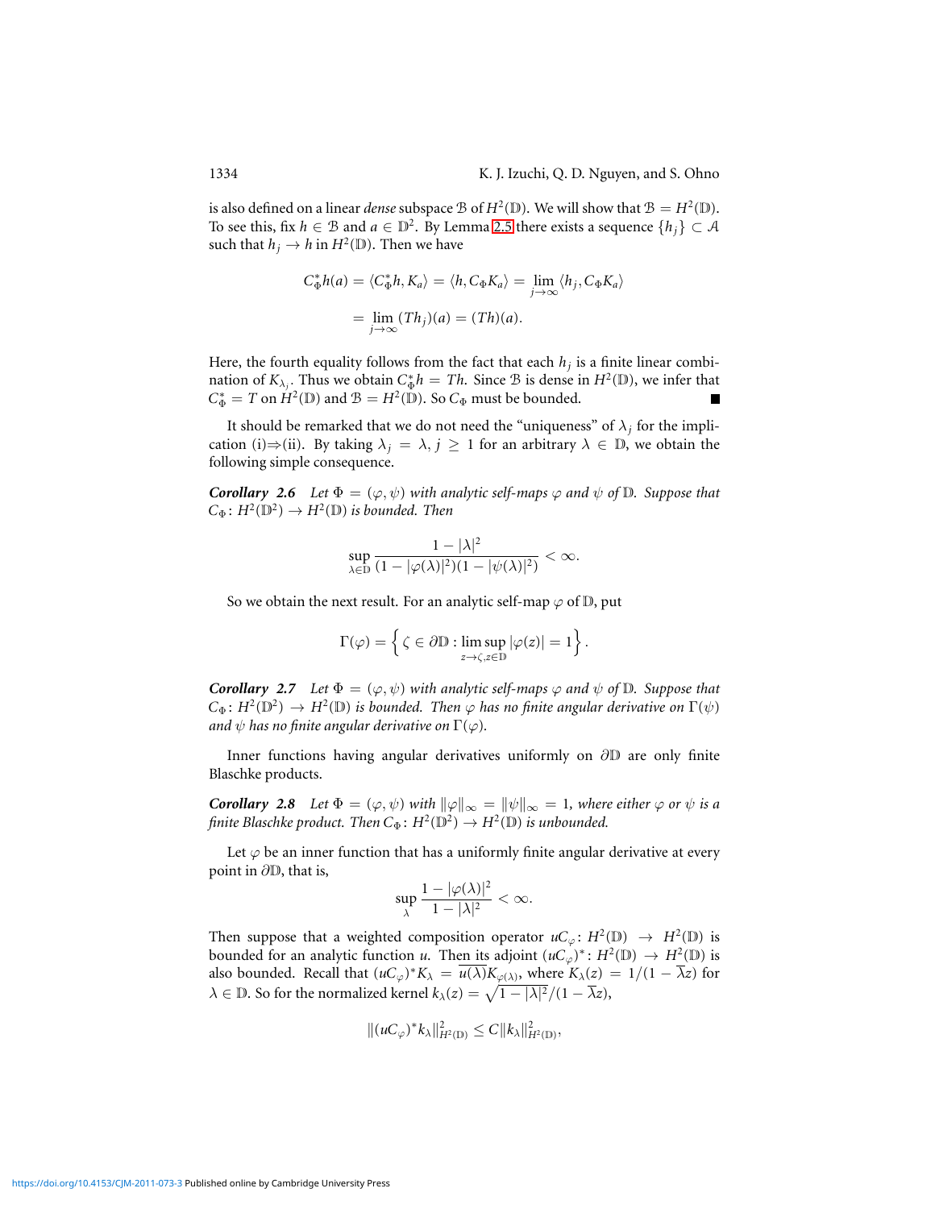is also defined on a linear *dense* subspace $\mathcal{B}$ of $H^2(\mathbb{D})$. We will show that $\mathcal{B} = H^2(\mathbb{D})$. To see this, fix $h \in \mathcal{B}$ and $a \in \mathbb{D}^2$. By Lemma 2.5 there exists a sequence $\{h_j\} \subset \mathcal{A}$ such that $h_j \to h$ in $H^2(\mathbb{D})$. Then we have

$$C_\Phi^* h(a) = \langle C_\Phi^* h, K_a \rangle = \langle h, C_\Phi K_a \rangle = \lim_{j\to\infty} \langle h_j, C_\Phi K_a \rangle$$
$$= \lim_{j\to\infty} (Th_j)(a) = (Th)(a).$$

Here, the fourth equality follows from the fact that each $h_j$ is a finite linear combination of $K_{\lambda_j}$. Thus we obtain $C_\Phi^* h = Th$. Since $\mathcal{B}$ is dense in $H^2(\mathbb{D})$, we infer that $C_\Phi^* = T$ on $H^2(\mathbb{D})$ and $\mathcal{B} = H^2(\mathbb{D})$. So $C_\Phi$ must be bounded. ∎

It should be remarked that we do not need the "uniqueness" of $\lambda_j$ for the implication (i)⇒(ii). By taking $\lambda_j = \lambda$, $j \geq 1$ for an arbitrary $\lambda \in \mathbb{D}$, we obtain the following simple consequence.

***Corollary 2.6*** *Let $\Phi = (\varphi, \psi)$ with analytic self-maps $\varphi$ and $\psi$ of $\mathbb{D}$. Suppose that $C_\Phi \colon H^2(\mathbb{D}^2) \to H^2(\mathbb{D})$ is bounded. Then*

$$\sup_{\lambda\in\mathbb{D}} \frac{1-|\lambda|^2}{(1-|\varphi(\lambda)|^2)(1-|\psi(\lambda)|^2)} < \infty.$$

So we obtain the next result. For an analytic self-map $\varphi$ of $\mathbb{D}$, put

$$\Gamma(\varphi) = \left\{ \zeta \in \partial\mathbb{D} : \limsup_{z\to\zeta, z\in\mathbb{D}} |\varphi(z)| = 1 \right\}.$$

***Corollary 2.7*** *Let $\Phi = (\varphi, \psi)$ with analytic self-maps $\varphi$ and $\psi$ of $\mathbb{D}$. Suppose that $C_\Phi \colon H^2(\mathbb{D}^2) \to H^2(\mathbb{D})$ is bounded. Then $\varphi$ has no finite angular derivative on $\Gamma(\psi)$ and $\psi$ has no finite angular derivative on $\Gamma(\varphi)$.*

Inner functions having angular derivatives uniformly on $\partial\mathbb{D}$ are only finite Blaschke products.

***Corollary 2.8*** *Let $\Phi = (\varphi, \psi)$ with $\|\varphi\|_\infty = \|\psi\|_\infty = 1$, where either $\varphi$ or $\psi$ is a finite Blaschke product. Then $C_\Phi \colon H^2(\mathbb{D}^2) \to H^2(\mathbb{D})$ is unbounded.*

Let $\varphi$ be an inner function that has a uniformly finite angular derivative at every point in $\partial\mathbb{D}$, that is,

$$\sup_\lambda \frac{1-|\varphi(\lambda)|^2}{1-|\lambda|^2} < \infty.$$

Then suppose that a weighted composition operator $uC_\varphi \colon H^2(\mathbb{D}) \to H^2(\mathbb{D})$ is bounded for an analytic function $u$. Then its adjoint $(uC_\varphi)^* \colon H^2(\mathbb{D}) \to H^2(\mathbb{D})$ is also bounded. Recall that $(uC_\varphi)^* K_\lambda = \overline{u(\lambda)} K_{\varphi(\lambda)}$, where $K_\lambda(z) = 1/(1-\overline{\lambda}z)$ for $\lambda \in \mathbb{D}$. So for the normalized kernel $k_\lambda(z) = \sqrt{1-|\lambda|^2}/(1-\overline{\lambda}z)$,

$$\|(uC_\varphi)^* k_\lambda\|_{H^2(\mathbb{D})}^2 \leq C \|k_\lambda\|_{H^2(\mathbb{D})}^2,$$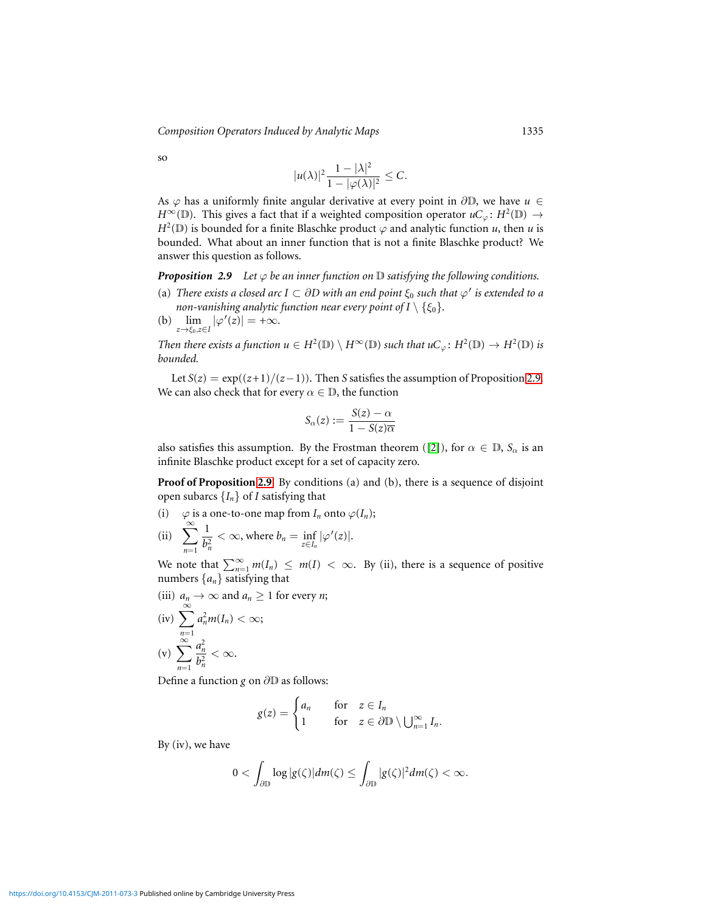so

$$|u(\lambda)|^2 \frac{1-|\lambda|^2}{1-|\varphi(\lambda)|^2} \leq C.$$

As $\varphi$ has a uniformly finite angular derivative at every point in $\partial\mathbb{D}$, we have $u \in H^\infty(\mathbb{D})$. This gives a fact that if a weighted composition operator $uC_\varphi\colon H^2(\mathbb{D}) \to H^2(\mathbb{D})$ is bounded for a finite Blaschke product $\varphi$ and analytic function $u$, then $u$ is bounded. What about an inner function that is not a finite Blaschke product? We answer this question as follows.

**Proposition 2.9** *Let $\varphi$ be an inner function on $\mathbb{D}$ satisfying the following conditions.*

(a) *There exists a closed arc $I \subset \partial D$ with an end point $\xi_0$ such that $\varphi'$ is extended to a non-vanishing analytic function near every point of $I \setminus \{\xi_0\}$.*

(b) $\lim\limits_{z\to\xi_0, z\in I} |\varphi'(z)| = +\infty.$

*Then there exists a function $u \in H^2(\mathbb{D}) \setminus H^\infty(\mathbb{D})$ such that $uC_\varphi\colon H^2(\mathbb{D}) \to H^2(\mathbb{D})$ is bounded.*

Let $S(z) = \exp((z+1)/(z-1))$. Then $S$ satisfies the assumption of Proposition 2.9. We can also check that for every $\alpha \in \mathbb{D}$, the function

$$S_\alpha(z) := \frac{S(z) - \alpha}{1 - S(z)\overline{\alpha}}$$

also satisfies this assumption. By the Frostman theorem ([2]), for $\alpha \in \mathbb{D}$, $S_\alpha$ is an infinite Blaschke product except for a set of capacity zero.

**Proof of Proposition 2.9** By conditions (a) and (b), there is a sequence of disjoint open subarcs $\{I_n\}$ of $I$ satisfying that

(i) $\varphi$ is a one-to-one map from $I_n$ onto $\varphi(I_n)$;

(ii) $\displaystyle\sum_{n=1}^\infty \frac{1}{b_n^2} < \infty$, where $b_n = \inf\limits_{z\in I_n} |\varphi'(z)|$.

We note that $\sum_{n=1}^\infty m(I_n) \leq m(I) < \infty$. By (ii), there is a sequence of positive numbers $\{a_n\}$ satisfying that

(iii) $a_n \to \infty$ and $a_n \geq 1$ for every $n$;

(iv) $\displaystyle\sum_{n=1}^\infty a_n^2 m(I_n) < \infty$;

(v) $\displaystyle\sum_{n=1}^\infty \frac{a_n^2}{b_n^2} < \infty$.

Define a function $g$ on $\partial\mathbb{D}$ as follows:

$$g(z) = \begin{cases} a_n & \text{for} \quad z \in I_n \\ 1 & \text{for} \quad z \in \partial\mathbb{D} \setminus \bigcup_{n=1}^\infty I_n. \end{cases}$$

By (iv), we have

$$0 < \int_{\partial\mathbb{D}} \log|g(\zeta)| dm(\zeta) \leq \int_{\partial\mathbb{D}} |g(\zeta)|^2 dm(\zeta) < \infty.$$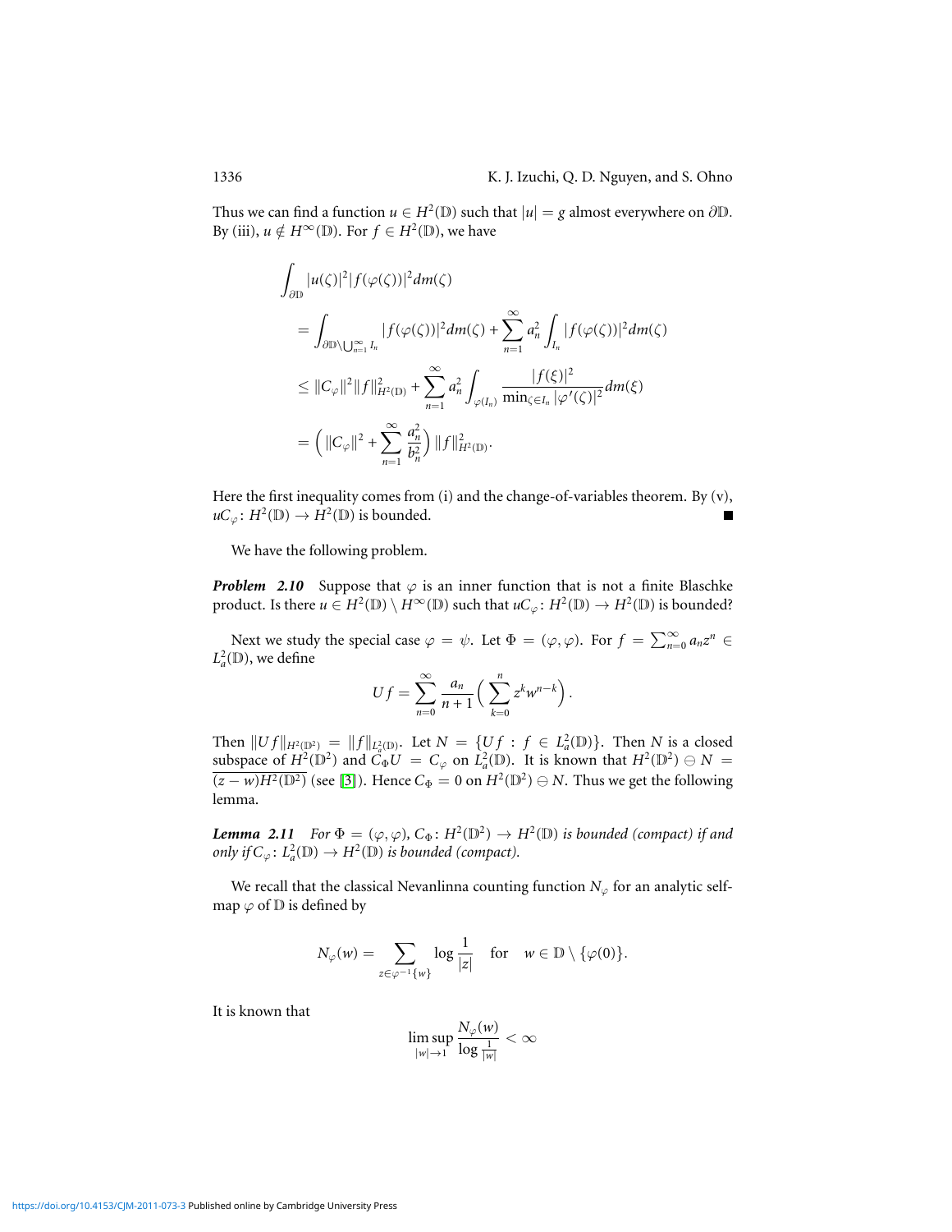Thus we can find a function $u \in H^2(\mathbb{D})$ such that $|u| = g$ almost everywhere on $\partial\mathbb{D}$. By (iii), $u \notin H^\infty(\mathbb{D})$. For $f \in H^2(\mathbb{D})$, we have

$$
\begin{aligned}
\int_{\partial\mathbb{D}} &|u(\zeta)|^2 |f(\varphi(\zeta))|^2 dm(\zeta) \\
&= \int_{\partial\mathbb{D}\setminus\bigcup_{n=1}^\infty I_n} |f(\varphi(\zeta))|^2 dm(\zeta) + \sum_{n=1}^\infty a_n^2 \int_{I_n} |f(\varphi(\zeta))|^2 dm(\zeta) \\
&\le \|C_\varphi\|^2 \|f\|^2_{H^2(\mathbb{D})} + \sum_{n=1}^\infty a_n^2 \int_{\varphi(I_n)} \frac{|f(\xi)|^2}{\min_{\zeta\in I_n} |\varphi'(\zeta)|^2} dm(\xi) \\
&= \Big( \|C_\varphi\|^2 + \sum_{n=1}^\infty \frac{a_n^2}{b_n^2} \Big) \|f\|^2_{H^2(\mathbb{D})}.
\end{aligned}
$$

Here the first inequality comes from (i) and the change-of-variables theorem. By (v), $uC_\varphi \colon H^2(\mathbb{D}) \to H^2(\mathbb{D})$ is bounded. ■

We have the following problem.

***Problem 2.10*** Suppose that $\varphi$ is an inner function that is not a finite Blaschke product. Is there $u \in H^2(\mathbb{D}) \setminus H^\infty(\mathbb{D})$ such that $uC_\varphi \colon H^2(\mathbb{D}) \to H^2(\mathbb{D})$ is bounded?

Next we study the special case $\varphi = \psi$. Let $\Phi = (\varphi, \varphi)$. For $f = \sum_{n=0}^\infty a_n z^n \in L_a^2(\mathbb{D})$, we define

$$
Uf = \sum_{n=0}^\infty \frac{a_n}{n+1} \Big( \sum_{k=0}^n z^k w^{n-k} \Big).
$$

Then $\|Uf\|_{H^2(\mathbb{D}^2)} = \|f\|_{L_a^2(\mathbb{D})}$. Let $N = \{Uf : f \in L_a^2(\mathbb{D})\}$. Then $N$ is a closed subspace of $H^2(\mathbb{D}^2)$ and $C_\Phi U = C_\varphi$ on $L_a^2(\mathbb{D})$. It is known that $H^2(\mathbb{D}^2) \ominus N = \overline{(z-w)H^2(\mathbb{D}^2)}$ (see [3]). Hence $C_\Phi = 0$ on $H^2(\mathbb{D}^2) \ominus N$. Thus we get the following lemma.

***Lemma 2.11*** *For $\Phi = (\varphi, \varphi)$, $C_\Phi \colon H^2(\mathbb{D}^2) \to H^2(\mathbb{D})$ is bounded (compact) if and only if $C_\varphi \colon L_a^2(\mathbb{D}) \to H^2(\mathbb{D})$ is bounded (compact).*

We recall that the classical Nevanlinna counting function $N_\varphi$ for an analytic self-map $\varphi$ of $\mathbb{D}$ is defined by

$$
N_\varphi(w) = \sum_{z\in\varphi^{-1}\{w\}} \log \frac{1}{|z|} \quad \text{for} \quad w \in \mathbb{D} \setminus \{\varphi(0)\}.
$$

It is known that

$$
\limsup_{|w|\to 1} \frac{N_\varphi(w)}{\log \frac{1}{|w|}} < \infty
$$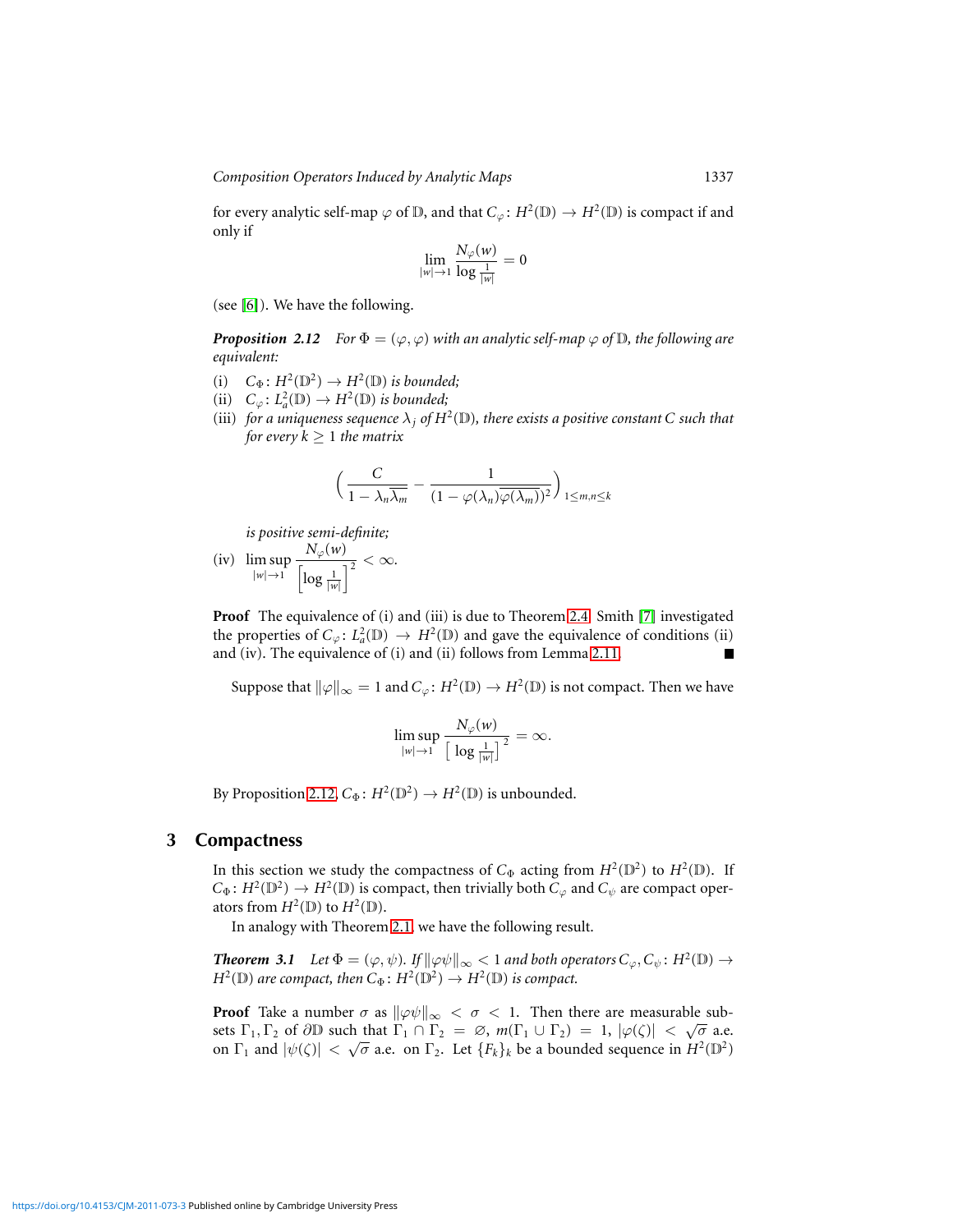for every analytic self-map $\varphi$ of $\mathbb{D}$, and that $C_\varphi\colon H^2(\mathbb{D}) \to H^2(\mathbb{D})$ is compact if and only if

$$\lim_{|w|\to 1} \frac{N_\varphi(w)}{\log \frac{1}{|w|}} = 0$$

(see [6]). We have the following.

***Proposition 2.12*** *For $\Phi = (\varphi, \varphi)$ with an analytic self-map $\varphi$ of $\mathbb{D}$, the following are equivalent:*

(i) *$C_\Phi\colon H^2(\mathbb{D}^2) \to H^2(\mathbb{D})$ is bounded;*

(ii) *$C_\varphi\colon L^2_a(\mathbb{D}) \to H^2(\mathbb{D})$ is bounded;*

(iii) *for a uniqueness sequence $\lambda_j$ of $H^2(\mathbb{D})$, there exists a positive constant $C$ such that for every $k \geq 1$ the matrix*

$$\Big( \frac{C}{1 - \lambda_n \overline{\lambda_m}} - \frac{1}{(1 - \varphi(\lambda_n)\overline{\varphi(\lambda_m)})^2} \Big)_{1 \leq m,n \leq k}$$

*is positive semi-definite;*

(iv) $\displaystyle \limsup_{|w|\to 1} \frac{N_\varphi(w)}{\left[\log \frac{1}{|w|}\right]^2} < \infty.$

**Proof** The equivalence of (i) and (iii) is due to Theorem 2.4. Smith [7] investigated the properties of $C_\varphi\colon L^2_a(\mathbb{D}) \to H^2(\mathbb{D})$ and gave the equivalence of conditions (ii) and (iv). The equivalence of (i) and (ii) follows from Lemma 2.11. ■

Suppose that $\|\varphi\|_\infty = 1$ and $C_\varphi\colon H^2(\mathbb{D}) \to H^2(\mathbb{D})$ is not compact. Then we have

$$\limsup_{|w|\to 1} \frac{N_\varphi(w)}{\left[\log \frac{1}{|w|}\right]^2} = \infty.$$

By Proposition 2.12, $C_\Phi\colon H^2(\mathbb{D}^2) \to H^2(\mathbb{D})$ is unbounded.

## 3 Compactness

In this section we study the compactness of $C_\Phi$ acting from $H^2(\mathbb{D}^2)$ to $H^2(\mathbb{D})$. If $C_\Phi\colon H^2(\mathbb{D}^2) \to H^2(\mathbb{D})$ is compact, then trivially both $C_\varphi$ and $C_\psi$ are compact operators from $H^2(\mathbb{D})$ to $H^2(\mathbb{D})$.

In analogy with Theorem 2.1, we have the following result.

***Theorem 3.1*** *Let $\Phi = (\varphi, \psi)$. If $\|\varphi\psi\|_\infty < 1$ and both operators $C_\varphi, C_\psi\colon H^2(\mathbb{D}) \to H^2(\mathbb{D})$ are compact, then $C_\Phi\colon H^2(\mathbb{D}^2) \to H^2(\mathbb{D})$ is compact.*

**Proof** Take a number $\sigma$ as $\|\varphi\psi\|_\infty < \sigma < 1$. Then there are measurable subsets $\Gamma_1, \Gamma_2$ of $\partial\mathbb{D}$ such that $\Gamma_1 \cap \Gamma_2 = \varnothing$, $m(\Gamma_1 \cup \Gamma_2) = 1$, $|\varphi(\zeta)| < \sqrt{\sigma}$ a.e. on $\Gamma_1$ and $|\psi(\zeta)| < \sqrt{\sigma}$ a.e. on $\Gamma_2$. Let $\{F_k\}_k$ be a bounded sequence in $H^2(\mathbb{D}^2)$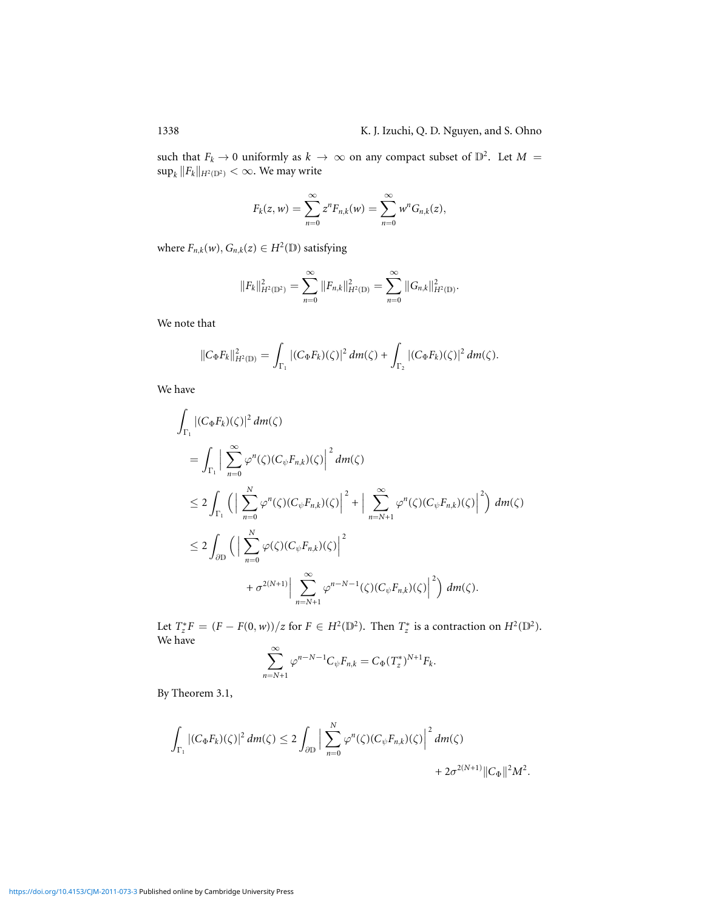such that $F_k \to 0$ uniformly as $k \to \infty$ on any compact subset of $\mathbb{D}^2$. Let $M = \sup_k \|F_k\|_{H^2(\mathbb{D}^2)} < \infty$. We may write

$$F_k(z,w) = \sum_{n=0}^{\infty} z^n F_{n,k}(w) = \sum_{n=0}^{\infty} w^n G_{n,k}(z),$$

where $F_{n,k}(w), G_{n,k}(z) \in H^2(\mathbb{D})$ satisfying

$$\|F_k\|^2_{H^2(\mathbb{D}^2)} = \sum_{n=0}^{\infty} \|F_{n,k}\|^2_{H^2(\mathbb{D})} = \sum_{n=0}^{\infty} \|G_{n,k}\|^2_{H^2(\mathbb{D})}.$$

We note that

$$\|C_\Phi F_k\|^2_{H^2(\mathbb{D})} = \int_{\Gamma_1} |(C_\Phi F_k)(\zeta)|^2 \, dm(\zeta) + \int_{\Gamma_2} |(C_\Phi F_k)(\zeta)|^2 \, dm(\zeta).$$

We have

$$\begin{aligned}
&\int_{\Gamma_1} |(C_\Phi F_k)(\zeta)|^2 \, dm(\zeta) \\
&= \int_{\Gamma_1} \Big| \sum_{n=0}^{\infty} \varphi^n(\zeta)(C_\psi F_{n,k})(\zeta) \Big|^2 \, dm(\zeta) \\
&\le 2 \int_{\Gamma_1} \Big( \Big| \sum_{n=0}^{N} \varphi^n(\zeta)(C_\psi F_{n,k})(\zeta) \Big|^2 + \Big| \sum_{n=N+1}^{\infty} \varphi^n(\zeta)(C_\psi F_{n,k})(\zeta) \Big|^2 \Big) \, dm(\zeta) \\
&\le 2 \int_{\partial\mathbb{D}} \Big( \Big| \sum_{n=0}^{N} \varphi(\zeta)(C_\psi F_{n,k})(\zeta) \Big|^2 \\
&\qquad\qquad + \sigma^{2(N+1)} \Big| \sum_{n=N+1}^{\infty} \varphi^{n-N-1}(\zeta)(C_\psi F_{n,k})(\zeta) \Big|^2 \Big) \, dm(\zeta).
\end{aligned}$$

Let $T_z^* F = (F - F(0,w))/z$ for $F \in H^2(\mathbb{D}^2)$. Then $T_z^*$ is a contraction on $H^2(\mathbb{D}^2)$. We have

$$\sum_{n=N+1}^{\infty} \varphi^{n-N-1} C_\psi F_{n,k} = C_\Phi (T_z^*)^{N+1} F_k.$$

By Theorem 3.1,

$$\begin{aligned}
\int_{\Gamma_1} |(C_\Phi F_k)(\zeta)|^2 \, dm(\zeta) \le 2 \int_{\partial\mathbb{D}} \Big| \sum_{n=0}^{N} \varphi^n(\zeta)(C_\psi F_{n,k})(\zeta) \Big|^2 \, dm(\zeta) \\
+ 2\sigma^{2(N+1)} \|C_\Phi\|^2 M^2.
\end{aligned}$$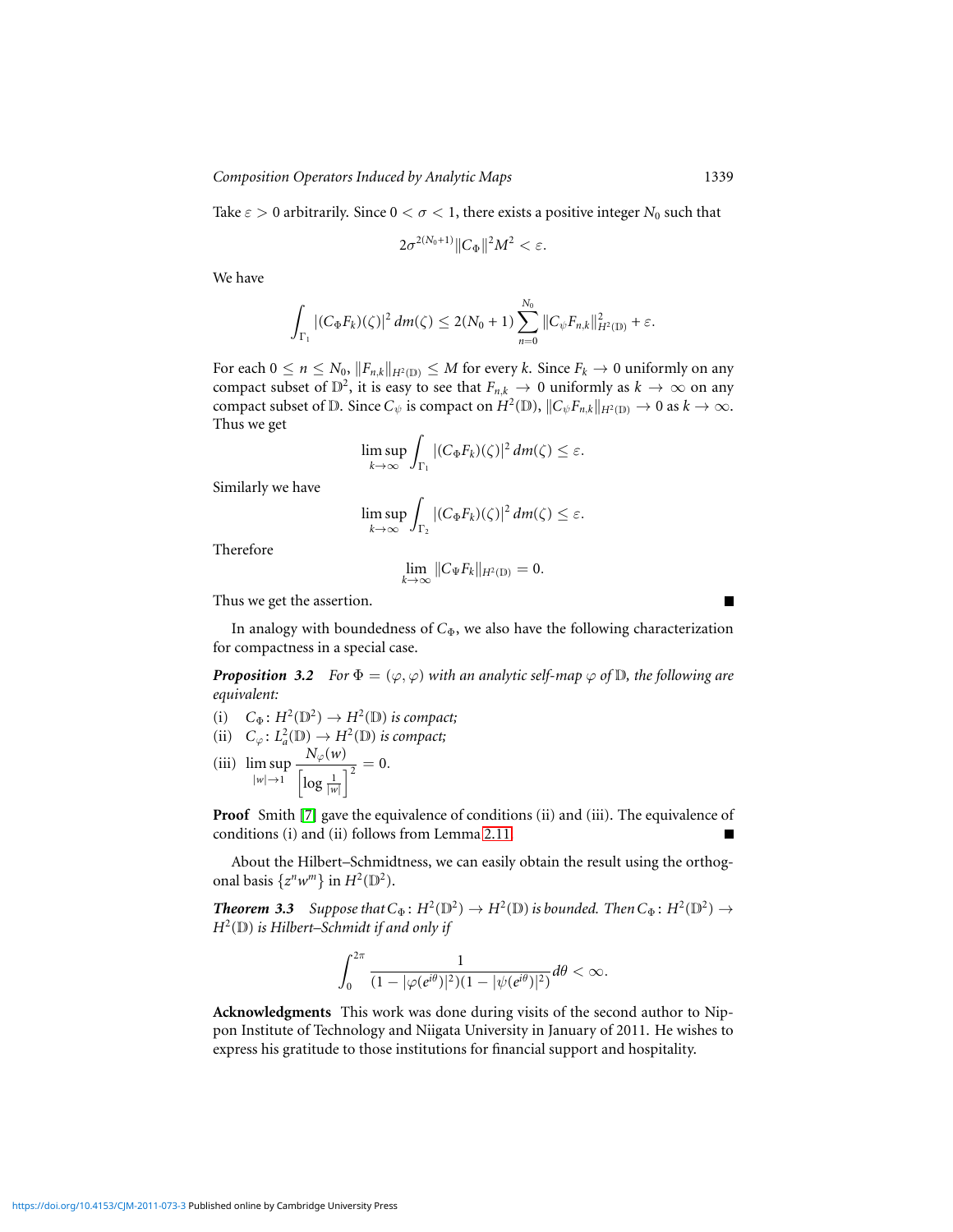Take $\varepsilon > 0$ arbitrarily. Since $0 < \sigma < 1$, there exists a positive integer $N_0$ such that

$$2\sigma^{2(N_0+1)}\|C_\Phi\|^2 M^2 < \varepsilon.$$

We have

$$\int_{\Gamma_1} |(C_\Phi F_k)(\zeta)|^2 \, dm(\zeta) \leq 2(N_0+1)\sum_{n=0}^{N_0} \|C_\psi F_{n,k}\|^2_{H^2(\mathbb{D})} + \varepsilon.$$

For each $0 \leq n \leq N_0$, $\|F_{n,k}\|_{H^2(\mathbb{D})} \leq M$ for every $k$. Since $F_k \to 0$ uniformly on any compact subset of $\mathbb{D}^2$, it is easy to see that $F_{n,k} \to 0$ uniformly as $k \to \infty$ on any compact subset of $\mathbb{D}$. Since $C_\psi$ is compact on $H^2(\mathbb{D})$, $\|C_\psi F_{n,k}\|_{H^2(\mathbb{D})} \to 0$ as $k \to \infty$. Thus we get

$$\limsup_{k\to\infty} \int_{\Gamma_1} |(C_\Phi F_k)(\zeta)|^2 \, dm(\zeta) \leq \varepsilon.$$

Similarly we have

$$\limsup_{k\to\infty} \int_{\Gamma_2} |(C_\Phi F_k)(\zeta)|^2 \, dm(\zeta) \leq \varepsilon.$$

Therefore

$$\lim_{k\to\infty} \|C_\Psi F_k\|_{H^2(\mathbb{D})} = 0.$$

Thus we get the assertion. ∎

In analogy with boundedness of $C_\Phi$, we also have the following characterization for compactness in a special case.

***Proposition 3.2*** *For $\Phi = (\varphi, \varphi)$ with an analytic self-map $\varphi$ of $\mathbb{D}$, the following are equivalent:*

(i) $C_\Phi \colon H^2(\mathbb{D}^2) \to H^2(\mathbb{D})$ *is compact;*

(ii) $C_\varphi \colon L^2_a(\mathbb{D}) \to H^2(\mathbb{D})$ *is compact;*

(iii) $\displaystyle \limsup_{|w|\to 1} \frac{N_\varphi(w)}{\left[\log \frac{1}{|w|}\right]^2} = 0.$

**Proof** Smith [7] gave the equivalence of conditions (ii) and (iii). The equivalence of conditions (i) and (ii) follows from Lemma 2.11. ∎

About the Hilbert–Schmidtness, we can easily obtain the result using the orthogonal basis $\{z^n w^m\}$ in $H^2(\mathbb{D}^2)$.

***Theorem 3.3*** *Suppose that $C_\Phi \colon H^2(\mathbb{D}^2) \to H^2(\mathbb{D})$ is bounded. Then $C_\Phi \colon H^2(\mathbb{D}^2) \to H^2(\mathbb{D})$ is Hilbert–Schmidt if and only if*

$$\int_0^{2\pi} \frac{1}{(1-|\varphi(e^{i\theta})|^2)(1-|\psi(e^{i\theta})|^2)} d\theta < \infty.$$

**Acknowledgments** This work was done during visits of the second author to Nippon Institute of Technology and Niigata University in January of 2011. He wishes to express his gratitude to those institutions for financial support and hospitality.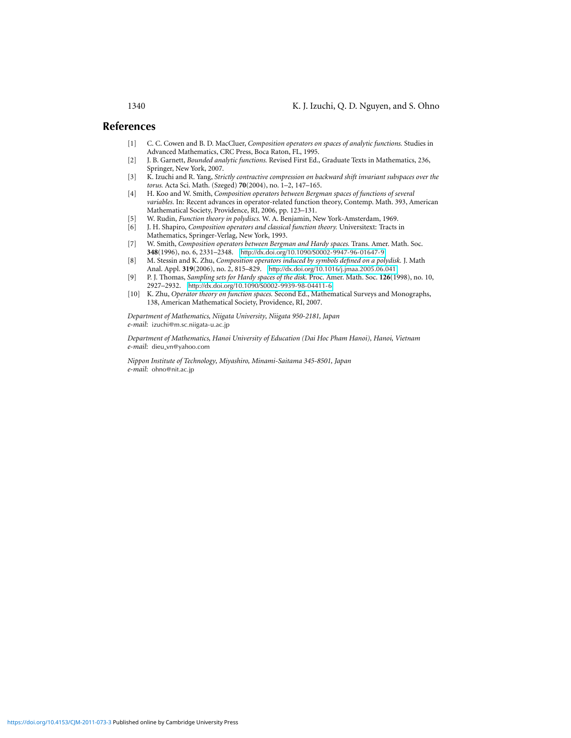## References

[1] C. C. Cowen and B. D. MacCluer, *Composition operators on spaces of analytic functions.* Studies in Advanced Mathematics, CRC Press, Boca Raton, FL, 1995.

[2] J. B. Garnett, *Bounded analytic functions.* Revised First Ed., Graduate Texts in Mathematics, 236, Springer, New York, 2007.

[3] K. Izuchi and R. Yang, *Strictly contractive compression on backward shift invariant subspaces over the torus.* Acta Sci. Math. (Szeged) **70**(2004), no. 1–2, 147–165.

[4] H. Koo and W. Smith, *Composition operators between Bergman spaces of functions of several variables.* In: Recent advances in operator-related function theory, Contemp. Math. 393, American Mathematical Society, Providence, RI, 2006, pp. 123–131.

[5] W. Rudin, *Function theory in polydiscs.* W. A. Benjamin, New York-Amsterdam, 1969.

[6] J. H. Shapiro, *Composition operators and classical function theory.* Universitext: Tracts in Mathematics, Springer-Verlag, New York, 1993.

[7] W. Smith, *Composition operators between Bergman and Hardy spaces.* Trans. Amer. Math. Soc. **348**(1996), no. 6, 2331–2348. http://dx.doi.org/10.1090/S0002-9947-96-01647-9

[8] M. Stessin and K. Zhu, *Composition operators induced by symbols defined on a polydisk.* J. Math Anal. Appl. **319**(2006), no. 2, 815–829. http://dx.doi.org/10.1016/j.jmaa.2005.06.041

[9] P. J. Thomas, *Sampling sets for Hardy spaces of the disk.* Proc. Amer. Math. Soc. **126**(1998), no. 10, 2927–2932. http://dx.doi.org/10.1090/S0002-9939-98-04411-6

[10] K. Zhu, *Operator theory on function spaces.* Second Ed., Mathematical Surveys and Monographs, 138, American Mathematical Society, Providence, RI, 2007.

*Department of Mathematics, Niigata University, Niigata 950-2181, Japan*
*e-mail*: izuchi@m.sc.niigata-u.ac.jp

*Department of Mathematics, Hanoi University of Education (Dai Hoc Pham Hanoi), Hanoi, Vietnam*
*e-mail*: dieu_vn@yahoo.com

*Nippon Institute of Technology, Miyashiro, Minami-Saitama 345-8501, Japan*
*e-mail*: ohno@nit.ac.jp